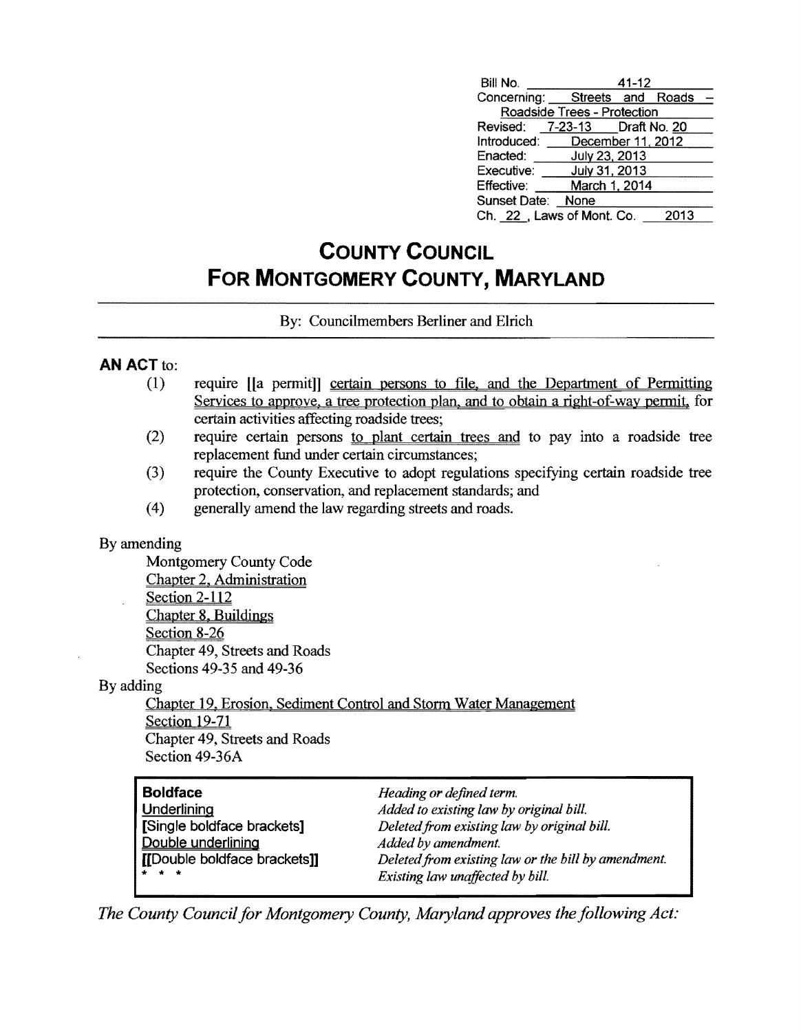| | |
|---|---|
| Bill No. | 41-12 |
| Concerning: | Streets and Roads – Roadside Trees - Protection |
| Revised: 7-23-13 | Draft No. 20 |
| Introduced: | December 11, 2012 |
| Enacted: | July 23, 2013 |
| Executive: | July 31, 2013 |
| Effective: | March 1, 2014 |
| Sunset Date: | None |
| Ch. 22, Laws of Mont. Co. | 2013 |

# COUNTY COUNCIL FOR MONTGOMERY COUNTY, MARYLAND

By: Councilmembers Berliner and Elrich

**AN ACT** to:

(1) require [[a permit]] certain persons to file, and the Department of Permitting Services to approve, a tree protection plan, and to obtain a right-of-way permit, for certain activities affecting roadside trees;

(2) require certain persons to plant certain trees and to pay into a roadside tree replacement fund under certain circumstances;

(3) require the County Executive to adopt regulations specifying certain roadside tree protection, conservation, and replacement standards; and

(4) generally amend the law regarding streets and roads.

By amending

Montgomery County Code
Chapter 2, Administration
Section 2-112
Chapter 8, Buildings
Section 8-26
Chapter 49, Streets and Roads
Sections 49-35 and 49-36

By adding

Chapter 19, Erosion, Sediment Control and Storm Water Management
Section 19-71
Chapter 49, Streets and Roads
Section 49-36A

| | |
|---|---|
| **Boldface** | *Heading or defined term.* |
| Underlining | *Added to existing law by original bill.* |
| **[Single boldface brackets]** | *Deleted from existing law by original bill.* |
| Double underlining | *Added by amendment.* |
| **[[Double boldface brackets]]** | *Deleted from existing law or the bill by amendment.* |
| * * * | *Existing law unaffected by bill.* |

*The County Council for Montgomery County, Maryland approves the following Act:*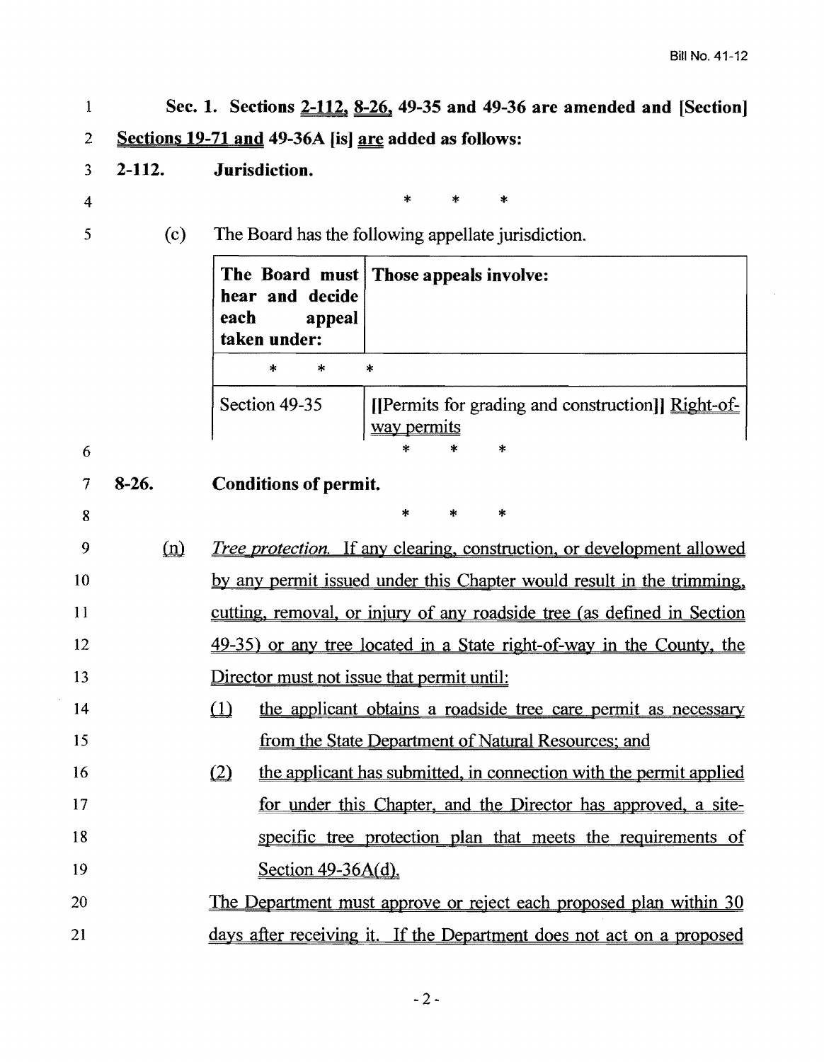**Sec. 1. Sections 2-112, 8-26, 49-35 and 49-36 are amended and [Section] Sections 19-71 and 49-36A [is] are added as follows:**

**2-112. Jurisdiction.**

\* \* \*

(c) The Board has the following appellate jurisdiction.

| The Board must hear and decide each appeal taken under: | Those appeals involve: |
|---|---|
| \* \* | \* |
| Section 49-35 | [[Permits for grading and construction]] Right-of-way permits |

\* \* \*

**8-26. Conditions of permit.**

\* \* \*

(n) *Tree protection.* If any clearing, construction, or development allowed by any permit issued under this Chapter would result in the trimming, cutting, removal, or injury of any roadside tree (as defined in Section 49-35) or any tree located in a State right-of-way in the County, the Director must not issue that permit until:

(1) the applicant obtains a roadside tree care permit as necessary from the State Department of Natural Resources; and

(2) the applicant has submitted, in connection with the permit applied for under this Chapter, and the Director has approved, a site-specific tree protection plan that meets the requirements of Section 49-36A(d).

The Department must approve or reject each proposed plan within 30 days after receiving it. If the Department does not act on a proposed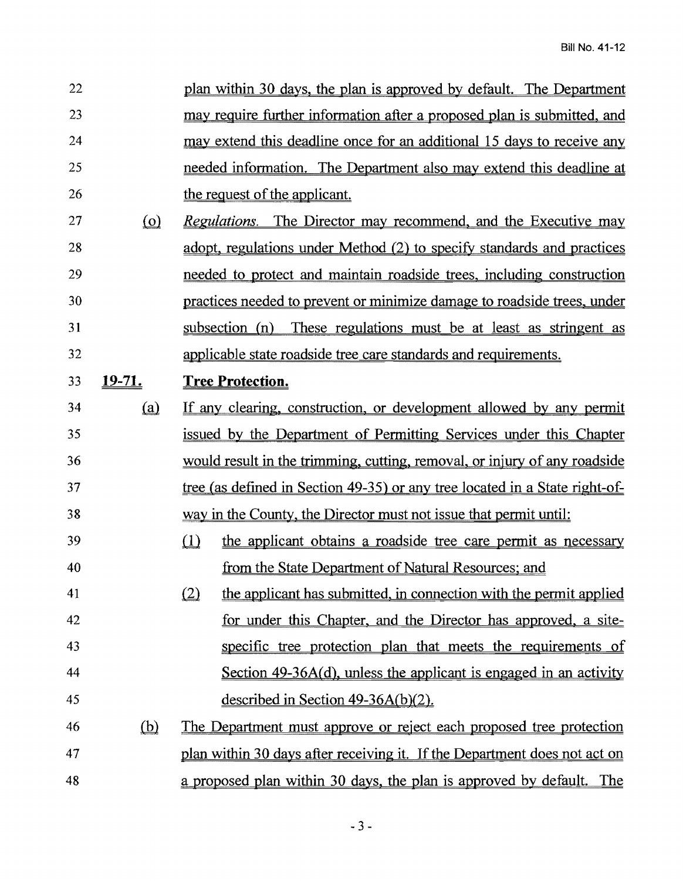plan within 30 days, the plan is approved by default. The Department may require further information after a proposed plan is submitted, and may extend this deadline once for an additional 15 days to receive any needed information. The Department also may extend this deadline at the request of the applicant.

(o) *Regulations.* The Director may recommend, and the Executive may adopt, regulations under Method (2) to specify standards and practices needed to protect and maintain roadside trees, including construction practices needed to prevent or minimize damage to roadside trees, under subsection (n) These regulations must be at least as stringent as applicable state roadside tree care standards and requirements.

**19-71. Tree Protection.**

(a) If any clearing, construction, or development allowed by any permit issued by the Department of Permitting Services under this Chapter would result in the trimming, cutting, removal, or injury of any roadside tree (as defined in Section 49-35) or any tree located in a State right-of-way in the County, the Director must not issue that permit until:

(1) the applicant obtains a roadside tree care permit as necessary from the State Department of Natural Resources; and

(2) the applicant has submitted, in connection with the permit applied for under this Chapter, and the Director has approved, a site-specific tree protection plan that meets the requirements of Section 49-36A(d), unless the applicant is engaged in an activity described in Section 49-36A(b)(2).

(b) The Department must approve or reject each proposed tree protection plan within 30 days after receiving it. If the Department does not act on a proposed plan within 30 days, the plan is approved by default. The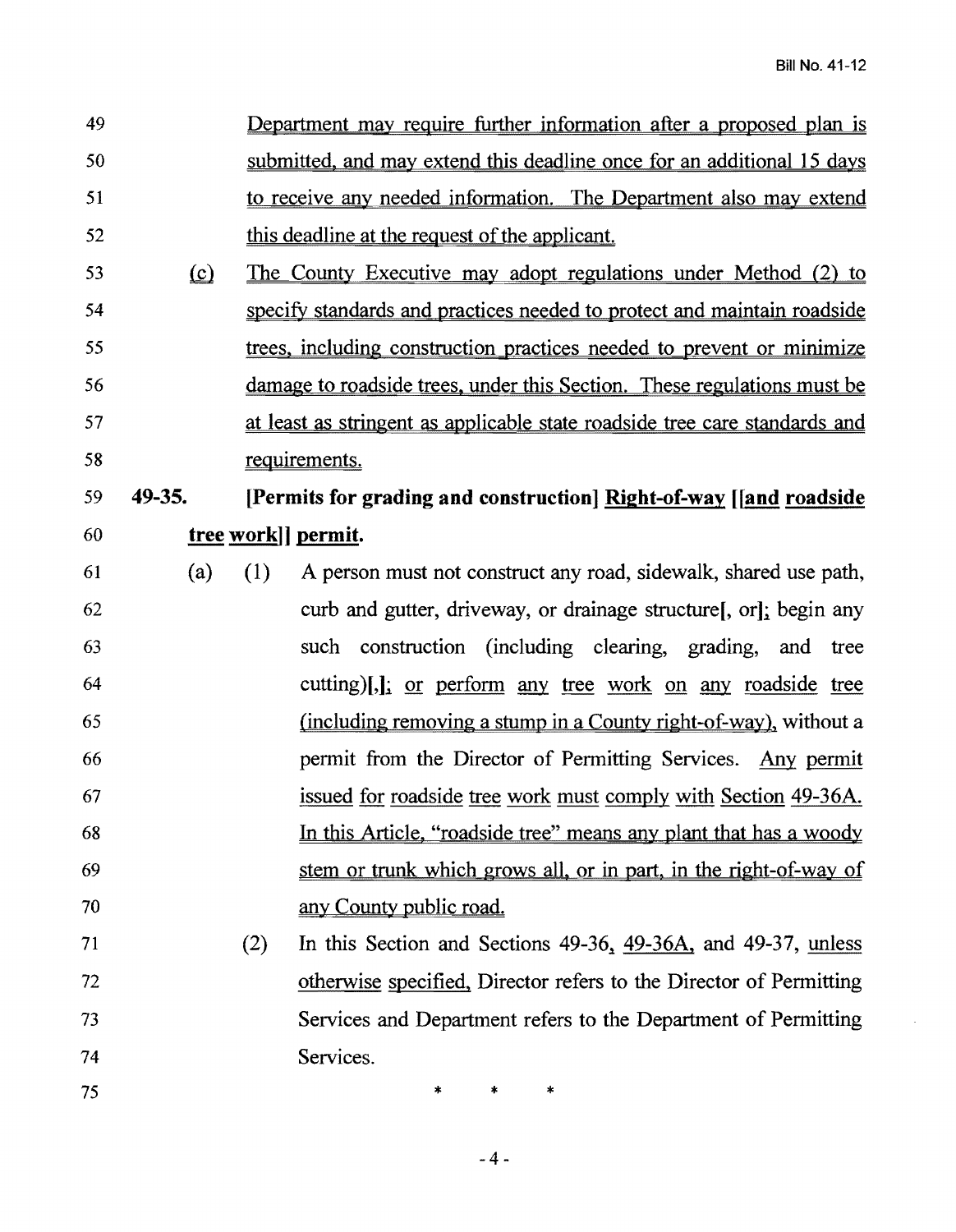Department may require further information after a proposed plan is submitted, and may extend this deadline once for an additional 15 days to receive any needed information. The Department also may extend this deadline at the request of the applicant.

(c) The County Executive may adopt regulations under Method (2) to specify standards and practices needed to protect and maintain roadside trees, including construction practices needed to prevent or minimize damage to roadside trees, under this Section. These regulations must be at least as stringent as applicable state roadside tree care standards and requirements.

**49-35. [Permits for grading and construction] Right-of-way [[and roadside tree work]] permit.**

(a) (1) A person must not construct any road, sidewalk, shared use path, curb and gutter, driveway, or drainage structure[, or]; begin any such construction (including clearing, grading, and tree cutting)[,]; or perform any tree work on any roadside tree (including removing a stump in a County right-of-way), without a permit from the Director of Permitting Services. Any permit issued for roadside tree work must comply with Section 49-36A. In this Article, "roadside tree" means any plant that has a woody stem or trunk which grows all, or in part, in the right-of-way of any County public road.

(2) In this Section and Sections 49-36, 49-36A, and 49-37, unless otherwise specified, Director refers to the Director of Permitting Services and Department refers to the Department of Permitting Services.

\* \* \*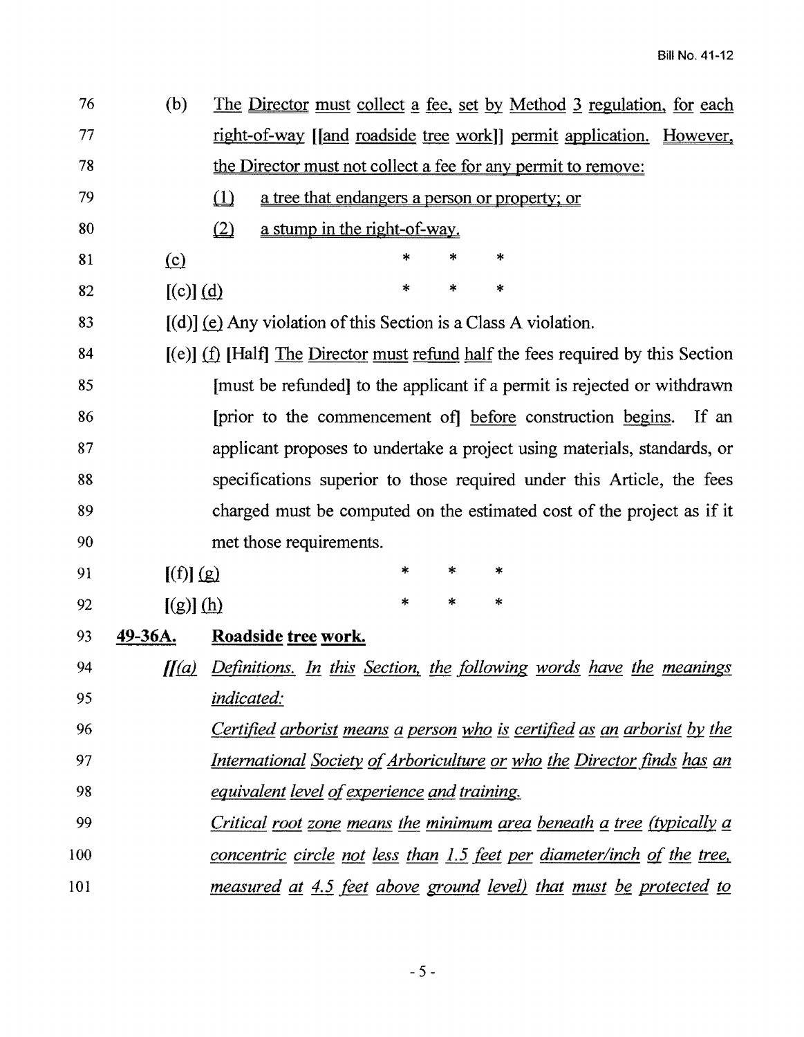76 (b) The Director must collect a fee, set by Method 3 regulation, for each
77 right-of-way [[and roadside tree work]] permit application. However,
78 the Director must not collect a fee for any permit to remove:
79 (1) a tree that endangers a person or property; or
80 (2) a stump in the right-of-way.
81 (c) * * *
82 [(c)] (d) * * *
83 [(d)] (e) Any violation of this Section is a Class A violation.
84 [(e)] (f) [Half] The Director must refund half the fees required by this Section
85 [must be refunded] to the applicant if a permit is rejected or withdrawn
86 [prior to the commencement of] before construction begins. If an
87 applicant proposes to undertake a project using materials, standards, or
88 specifications superior to those required under this Article, the fees
89 charged must be computed on the estimated cost of the project as if it
90 met those requirements.
91 [(f)] (g) * * *
92 [(g)] (h) * * *
93 **49-36A. Roadside tree work.**
94 *[[(a) Definitions. In this Section, the following words have the meanings*
95 *indicated:*
96 *Certified arborist means a person who is certified as an arborist by the*
97 *International Society of Arboriculture or who the Director finds has an*
98 *equivalent level of experience and training.*
99 *Critical root zone means the minimum area beneath a tree (typically a*
100 *concentric circle not less than 1.5 feet per diameter/inch of the tree,*
101 *measured at 4.5 feet above ground level) that must be protected to*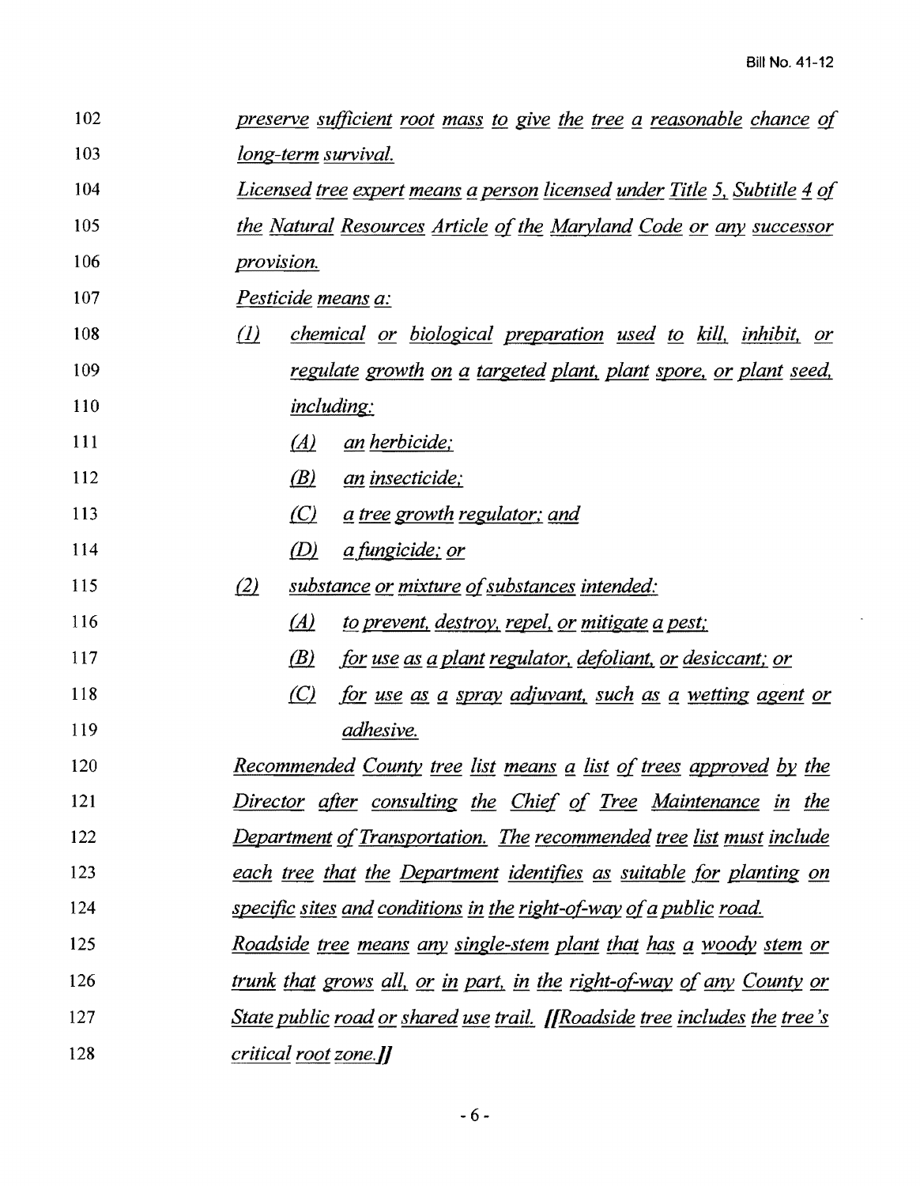preserve sufficient root mass to give the tree a reasonable chance of long-term survival.

Licensed tree expert means a person licensed under Title 5, Subtitle 4 of the Natural Resources Article of the Maryland Code or any successor provision.

Pesticide means a:

(1) chemical or biological preparation used to kill, inhibit, or regulate growth on a targeted plant, plant spore, or plant seed, including:
    (A) an herbicide;
    (B) an insecticide;
    (C) a tree growth regulator; and
    (D) a fungicide; or
(2) substance or mixture of substances intended:
    (A) to prevent, destroy, repel, or mitigate a pest;
    (B) for use as a plant regulator, defoliant, or desiccant; or
    (C) for use as a spray adjuvant, such as a wetting agent or adhesive.

Recommended County tree list means a list of trees approved by the Director after consulting the Chief of Tree Maintenance in the Department of Transportation. The recommended tree list must include each tree that the Department identifies as suitable for planting on specific sites and conditions in the right-of-way of a public road.

Roadside tree means any single-stem plant that has a woody stem or trunk that grows all, or in part, in the right-of-way of any County or State public road or shared use trail. [[Roadside tree includes the tree's critical root zone.]]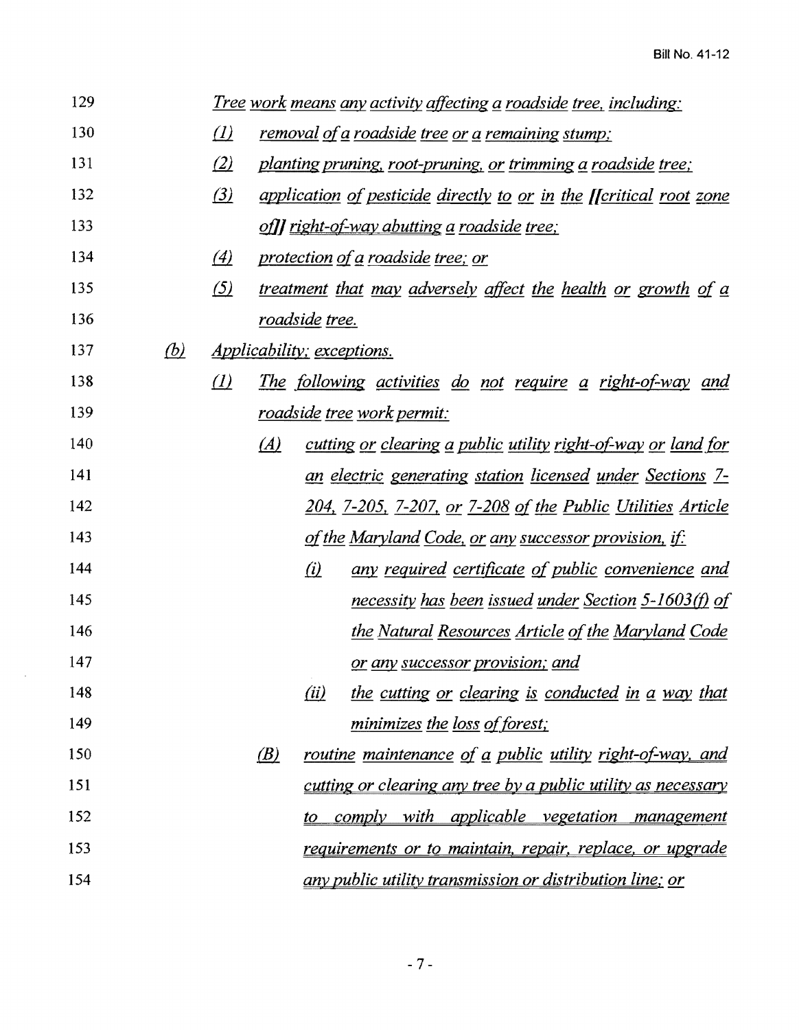Tree work means any activity affecting a roadside tree, including:

(1) removal of a roadside tree or a remaining stump;

(2) planting pruning, root-pruning, or trimming a roadside tree;

(3) application of pesticide directly to or in the [[critical root zone of]] right-of-way abutting a roadside tree;

(4) protection of a roadside tree; or

(5) treatment that may adversely affect the health or growth of a roadside tree.

(b) Applicability; exceptions.

(1) The following activities do not require a right-of-way and roadside tree work permit:

(A) cutting or clearing a public utility right-of-way or land for an electric generating station licensed under Sections 7-204, 7-205, 7-207, or 7-208 of the Public Utilities Article of the Maryland Code, or any successor provision, if:

(i) any required certificate of public convenience and necessity has been issued under Section 5-1603(f) of the Natural Resources Article of the Maryland Code or any successor provision; and

(ii) the cutting or clearing is conducted in a way that minimizes the loss of forest;

(B) routine maintenance of a public utility right-of-way, and cutting or clearing any tree by a public utility as necessary to comply with applicable vegetation management requirements or to maintain, repair, replace, or upgrade any public utility transmission or distribution line; or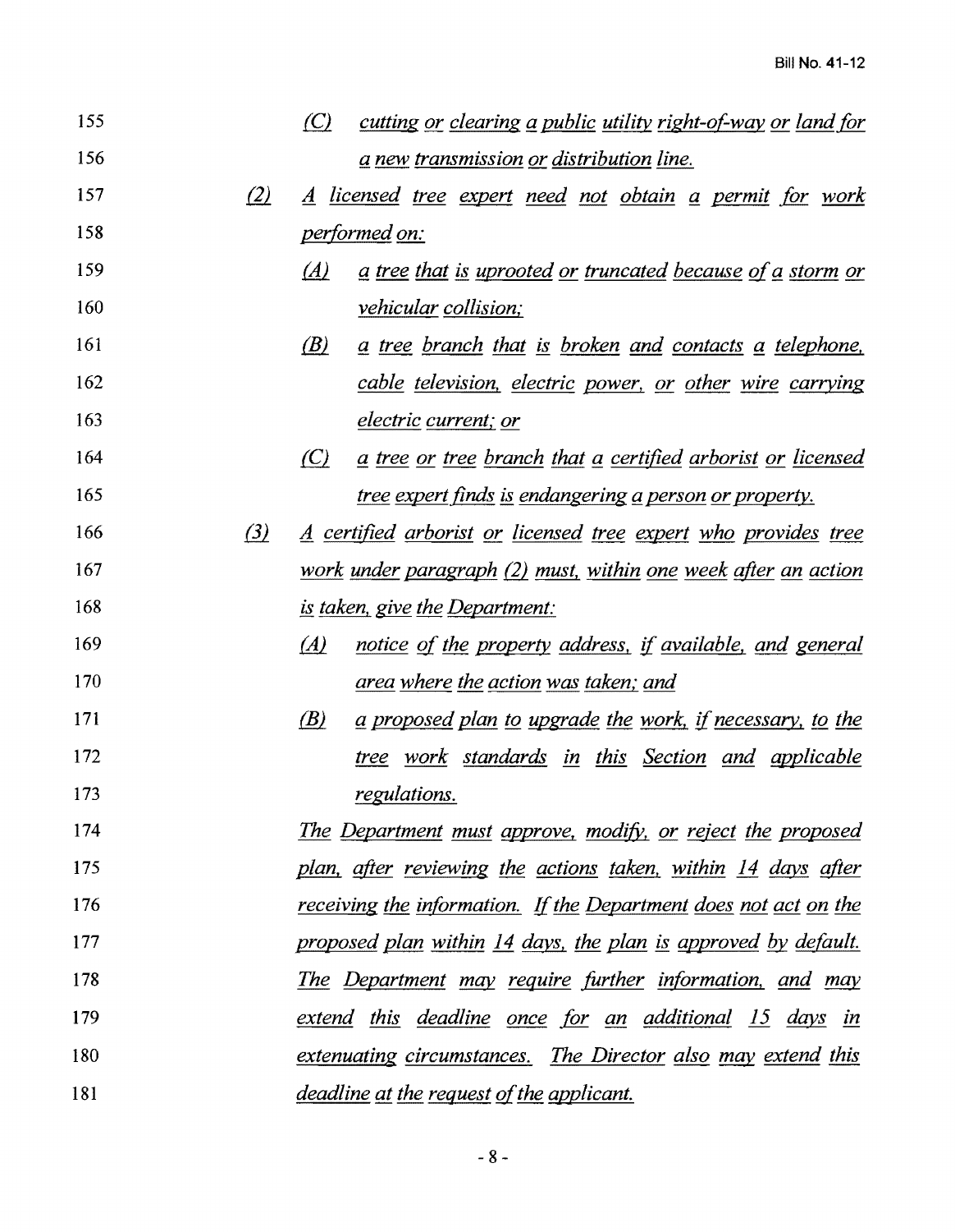*(C) cutting or clearing a public utility right-of-way or land for a new transmission or distribution line.*

*(2) A licensed tree expert need not obtain a permit for work performed on:*

*(A) a tree that is uprooted or truncated because of a storm or vehicular collision;*

*(B) a tree branch that is broken and contacts a telephone, cable television, electric power, or other wire carrying electric current; or*

*(C) a tree or tree branch that a certified arborist or licensed tree expert finds is endangering a person or property.*

*(3) A certified arborist or licensed tree expert who provides tree work under paragraph (2) must, within one week after an action is taken, give the Department:*

*(A) notice of the property address, if available, and general area where the action was taken; and*

*(B) a proposed plan to upgrade the work, if necessary, to the tree work standards in this Section and applicable regulations.*

*The Department must approve, modify, or reject the proposed plan, after reviewing the actions taken, within 14 days after receiving the information. If the Department does not act on the proposed plan within 14 days, the plan is approved by default. The Department may require further information, and may extend this deadline once for an additional 15 days in extenuating circumstances. The Director also may extend this deadline at the request of the applicant.*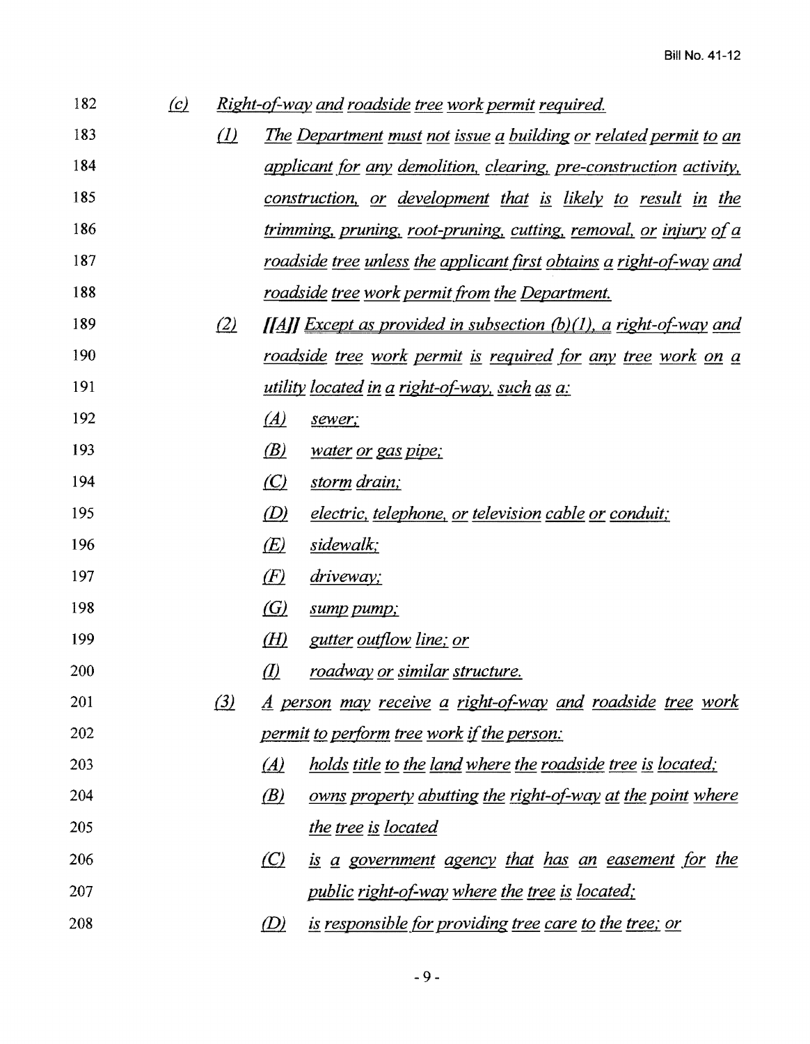(c) *Right-of-way and roadside tree work permit required.*

(1) *The Department must not issue a building or related permit to an applicant for any demolition, clearing, pre-construction activity, construction, or development that is likely to result in the trimming, pruning, root-pruning, cutting, removal, or injury of a roadside tree unless the applicant first obtains a right-of-way and roadside tree work permit from the Department.*

(2) *[[A]] Except as provided in subsection (b)(1), a right-of-way and roadside tree work permit is required for any tree work on a utility located in a right-of-way, such as a:*

(A) *sewer;*

(B) *water or gas pipe;*

(C) *storm drain;*

(D) *electric, telephone, or television cable or conduit;*

(E) *sidewalk;*

(F) *driveway;*

(G) *sump pump;*

(H) *gutter outflow line; or*

(I) *roadway or similar structure.*

(3) *A person may receive a right-of-way and roadside tree work permit to perform tree work if the person:*

(A) *holds title to the land where the roadside tree is located;*

(B) *owns property abutting the right-of-way at the point where the tree is located*

(C) *is a government agency that has an easement for the public right-of-way where the tree is located;*

(D) *is responsible for providing tree care to the tree; or*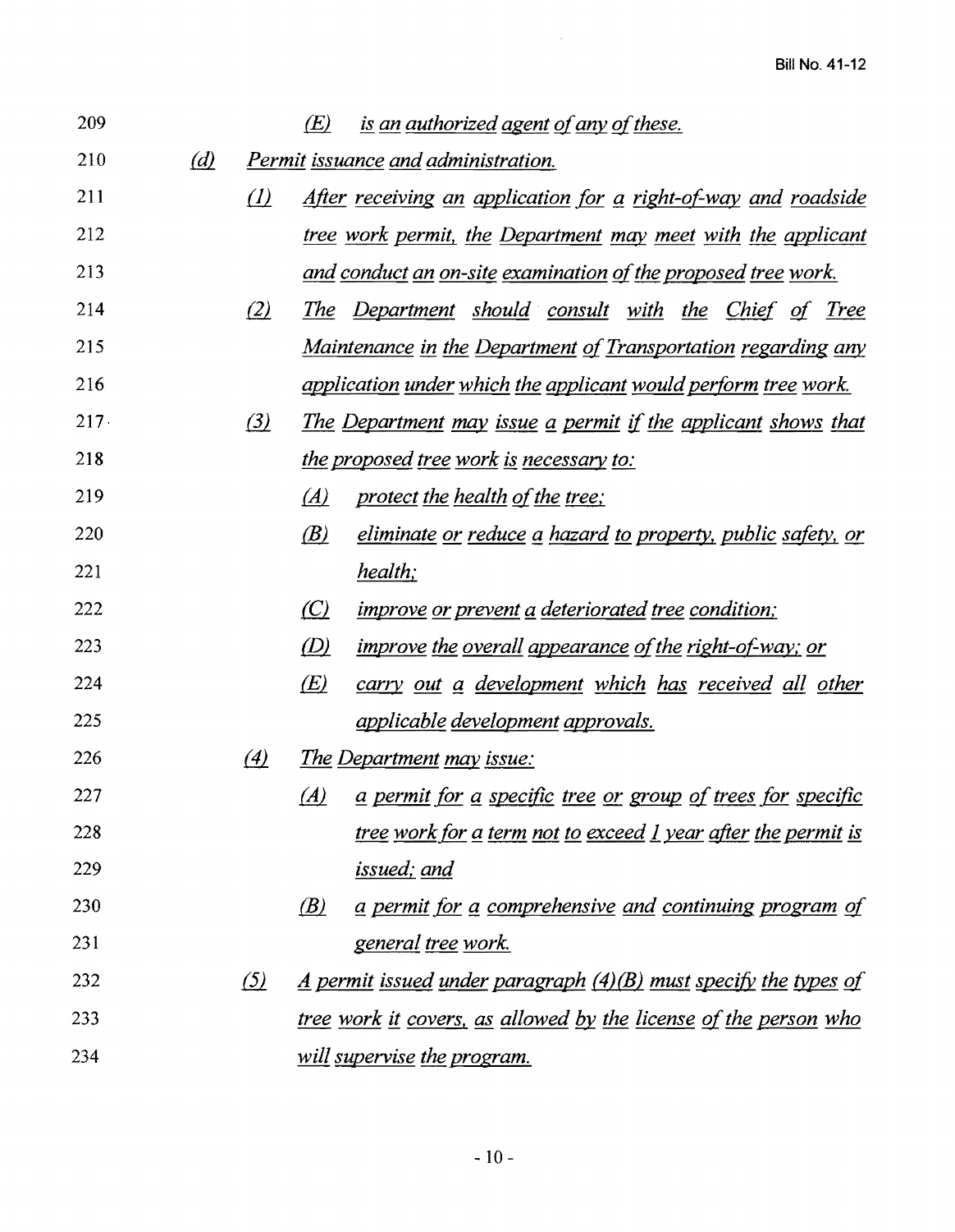(E) *is an authorized agent of any of these.*

(d) *Permit issuance and administration.*

(1) *After receiving an application for a right-of-way and roadside tree work permit, the Department may meet with the applicant and conduct an on-site examination of the proposed tree work.*

(2) *The Department should consult with the Chief of Tree Maintenance in the Department of Transportation regarding any application under which the applicant would perform tree work.*

(3) *The Department may issue a permit if the applicant shows that the proposed tree work is necessary to:*

(A) *protect the health of the tree;*

(B) *eliminate or reduce a hazard to property, public safety, or health;*

(C) *improve or prevent a deteriorated tree condition;*

(D) *improve the overall appearance of the right-of-way; or*

(E) *carry out a development which has received all other applicable development approvals.*

(4) *The Department may issue:*

(A) *a permit for a specific tree or group of trees for specific tree work for a term not to exceed 1 year after the permit is issued; and*

(B) *a permit for a comprehensive and continuing program of general tree work.*

(5) *A permit issued under paragraph (4)(B) must specify the types of tree work it covers, as allowed by the license of the person who will supervise the program.*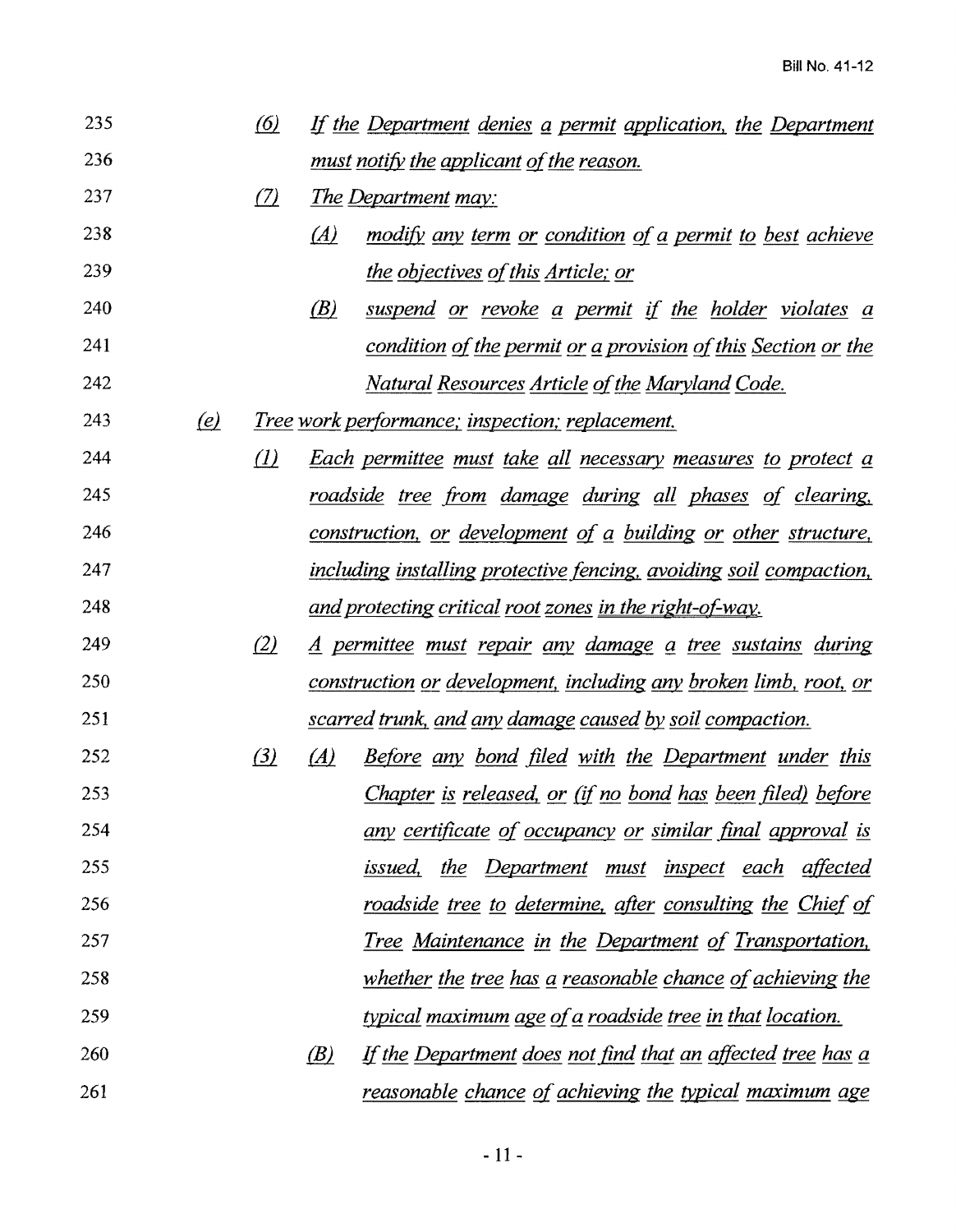235 (6) *If the Department denies a permit application, the Department*
236 *must notify the applicant of the reason.*
237 (7) *The Department may:*
238 (A) *modify any term or condition of a permit to best achieve*
239 *the objectives of this Article; or*
240 (B) *suspend or revoke a permit if the holder violates a*
241 *condition of the permit or a provision of this Section or the*
242 *Natural Resources Article of the Maryland Code.*
243 (e) *Tree work performance; inspection; replacement.*
244 (1) *Each permittee must take all necessary measures to protect a*
245 *roadside tree from damage during all phases of clearing,*
246 *construction, or development of a building or other structure,*
247 *including installing protective fencing, avoiding soil compaction,*
248 *and protecting critical root zones in the right-of-way.*
249 (2) *A permittee must repair any damage a tree sustains during*
250 *construction or development, including any broken limb, root, or*
251 *scarred trunk, and any damage caused by soil compaction.*
252 (3) (A) *Before any bond filed with the Department under this*
253 *Chapter is released, or (if no bond has been filed) before*
254 *any certificate of occupancy or similar final approval is*
255 *issued, the Department must inspect each affected*
256 *roadside tree to determine, after consulting the Chief of*
257 *Tree Maintenance in the Department of Transportation,*
258 *whether the tree has a reasonable chance of achieving the*
259 *typical maximum age of a roadside tree in that location.*
260 (B) *If the Department does not find that an affected tree has a*
261 *reasonable chance of achieving the typical maximum age*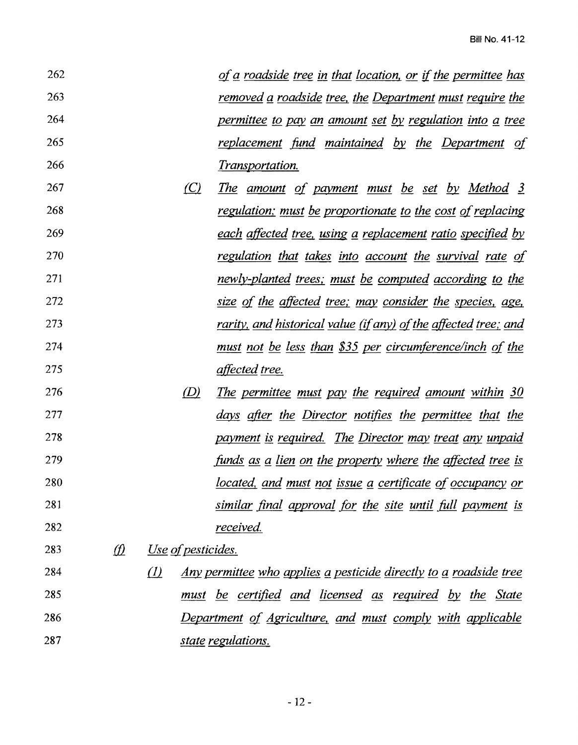*of a roadside tree in that location, or if the permittee has removed a roadside tree, the Department must require the permittee to pay an amount set by regulation into a tree replacement fund maintained by the Department of Transportation.*

*(C) The amount of payment must be set by Method 3 regulation; must be proportionate to the cost of replacing each affected tree, using a replacement ratio specified by regulation that takes into account the survival rate of newly-planted trees; must be computed according to the size of the affected tree; may consider the species, age, rarity, and historical value (if any) of the affected tree; and must not be less than $35 per circumference/inch of the affected tree.*

*(D) The permittee must pay the required amount within 30 days after the Director notifies the permittee that the payment is required. The Director may treat any unpaid funds as a lien on the property where the affected tree is located, and must not issue a certificate of occupancy or similar final approval for the site until full payment is received.*

*(f) Use of pesticides.*

*(1) Any permittee who applies a pesticide directly to a roadside tree must be certified and licensed as required by the State Department of Agriculture, and must comply with applicable state regulations.*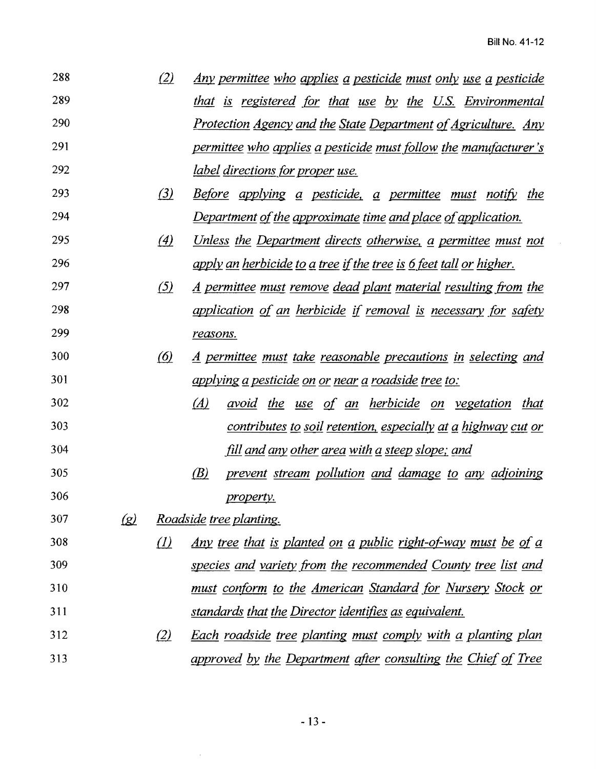288 (2) Any permittee who applies a pesticide must only use a pesticide
289 that is registered for that use by the U.S. Environmental
290 Protection Agency and the State Department of Agriculture. Any
291 permittee who applies a pesticide must follow the manufacturer's
292 label directions for proper use.

293 (3) Before applying a pesticide, a permittee must notify the
294 Department of the approximate time and place of application.

295 (4) Unless the Department directs otherwise, a permittee must not
296 apply an herbicide to a tree if the tree is 6 feet tall or higher.

297 (5) A permittee must remove dead plant material resulting from the
298 application of an herbicide if removal is necessary for safety
299 reasons.

300 (6) A permittee must take reasonable precautions in selecting and
301 applying a pesticide on or near a roadside tree to:

302 (A) avoid the use of an herbicide on vegetation that
303 contributes to soil retention, especially at a highway cut or
304 fill and any other area with a steep slope; and

305 (B) prevent stream pollution and damage to any adjoining
306 property.

307 (g) Roadside tree planting.

308 (1) Any tree that is planted on a public right-of-way must be of a
309 species and variety from the recommended County tree list and
310 must conform to the American Standard for Nursery Stock or
311 standards that the Director identifies as equivalent.

312 (2) Each roadside tree planting must comply with a planting plan
313 approved by the Department after consulting the Chief of Tree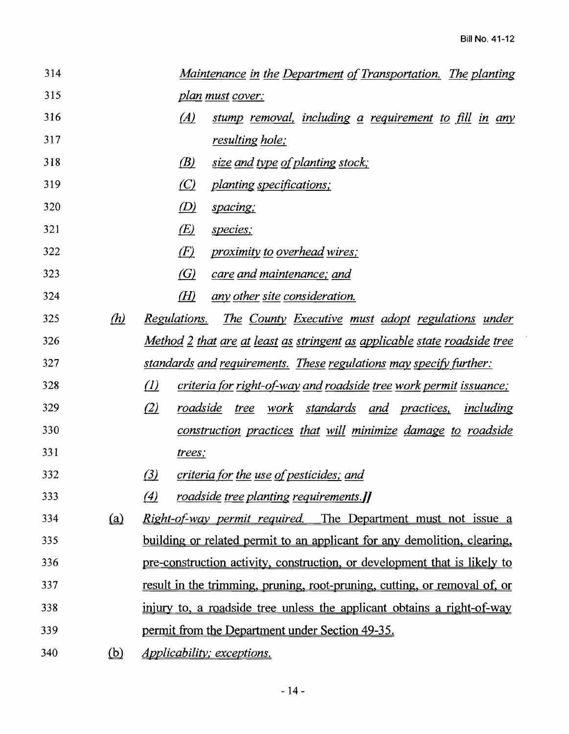314 *Maintenance in the Department of Transportation. The planting*
315 *plan must cover:*

316 *(A) stump removal, including a requirement to fill in any*
317 *resulting hole;*
318 *(B) size and type of planting stock;*
319 *(C) planting specifications;*
320 *(D) spacing;*
321 *(E) species;*
322 *(F) proximity to overhead wires;*
323 *(G) care and maintenance; and*
324 *(H) any other site consideration.*

325 *(h) Regulations. The County Executive must adopt regulations under*
326 *Method 2 that are at least as stringent as applicable state roadside tree*
327 *standards and requirements. These regulations may specify further:*

328 *(1) criteria for right-of-way and roadside tree work permit issuance;*
329 *(2) roadside tree work standards and practices, including*
330 *construction practices that will minimize damage to roadside*
331 *trees;*
332 *(3) criteria for the use of pesticides; and*
333 *(4) roadside tree planting requirements.]]*

334 (a) *Right-of-way permit required.* The Department must not issue a
335 building or related permit to an applicant for any demolition, clearing,
336 pre-construction activity, construction, or development that is likely to
337 result in the trimming, pruning, root-pruning, cutting, or removal of, or
338 injury to, a roadside tree unless the applicant obtains a right-of-way
339 permit from the Department under Section 49-35.

340 (b) *Applicability; exceptions.*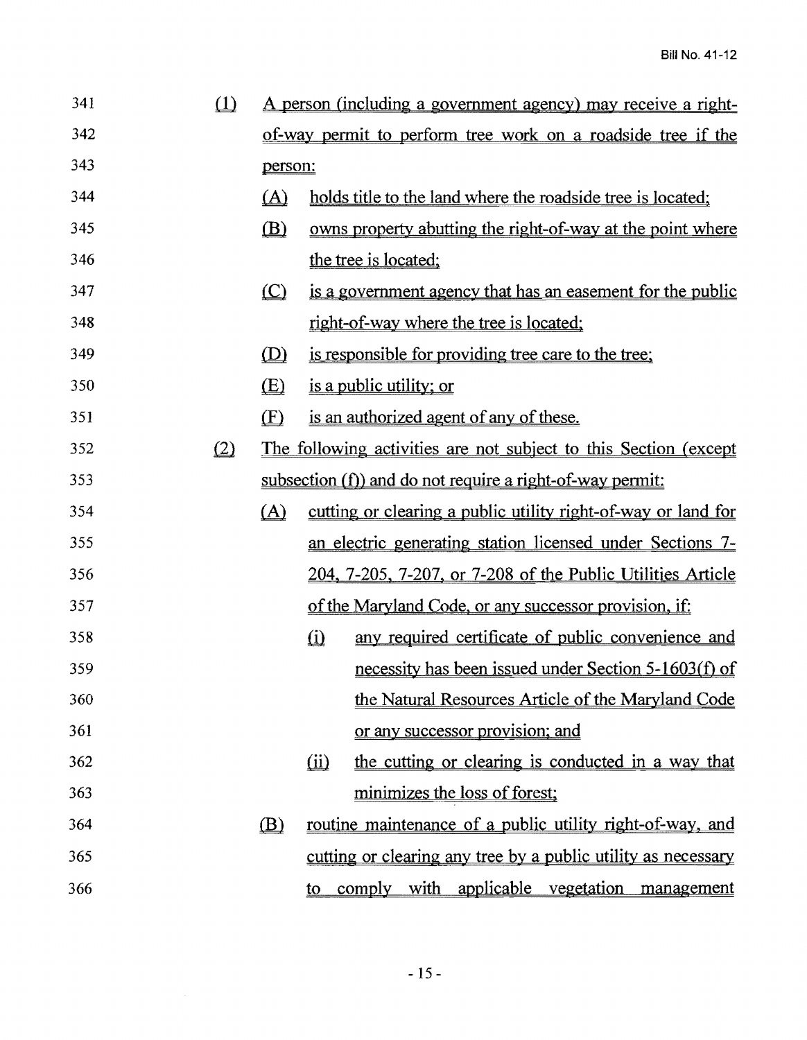(1) A person (including a government agency) may receive a right-of-way permit to perform tree work on a roadside tree if the person:

(A) holds title to the land where the roadside tree is located;

(B) owns property abutting the right-of-way at the point where the tree is located;

(C) is a government agency that has an easement for the public right-of-way where the tree is located;

(D) is responsible for providing tree care to the tree;

(E) is a public utility; or

(F) is an authorized agent of any of these.

(2) The following activities are not subject to this Section (except subsection (f)) and do not require a right-of-way permit:

(A) cutting or clearing a public utility right-of-way or land for an electric generating station licensed under Sections 7-204, 7-205, 7-207, or 7-208 of the Public Utilities Article of the Maryland Code, or any successor provision, if:

(i) any required certificate of public convenience and necessity has been issued under Section 5-1603(f) of the Natural Resources Article of the Maryland Code or any successor provision; and

(ii) the cutting or clearing is conducted in a way that minimizes the loss of forest;

(B) routine maintenance of a public utility right-of-way, and cutting or clearing any tree by a public utility as necessary to comply with applicable vegetation management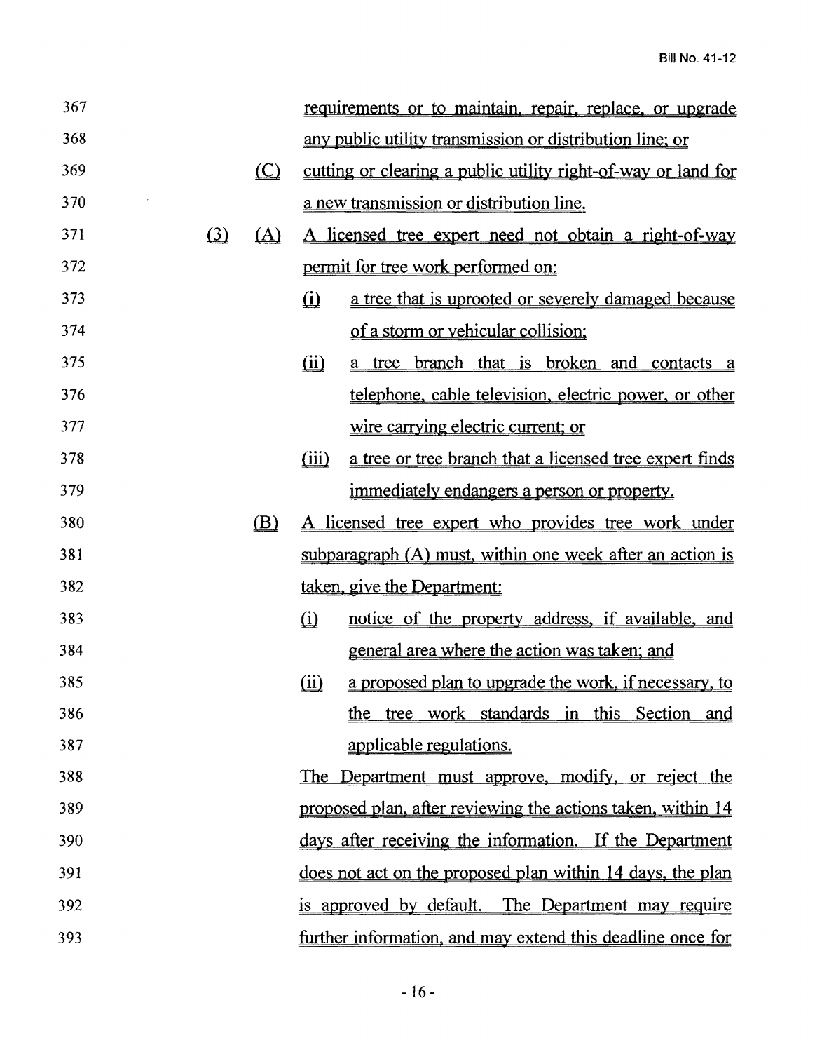requirements or to maintain, repair, replace, or upgrade any public utility transmission or distribution line; or

(C) cutting or clearing a public utility right-of-way or land for a new transmission or distribution line.

(3) (A) A licensed tree expert need not obtain a right-of-way permit for tree work performed on:

(i) a tree that is uprooted or severely damaged because of a storm or vehicular collision;

(ii) a tree branch that is broken and contacts a telephone, cable television, electric power, or other wire carrying electric current; or

(iii) a tree or tree branch that a licensed tree expert finds immediately endangers a person or property.

(B) A licensed tree expert who provides tree work under subparagraph (A) must, within one week after an action is taken, give the Department:

(i) notice of the property address, if available, and general area where the action was taken; and

(ii) a proposed plan to upgrade the work, if necessary, to the tree work standards in this Section and applicable regulations.

The Department must approve, modify, or reject the proposed plan, after reviewing the actions taken, within 14 days after receiving the information. If the Department does not act on the proposed plan within 14 days, the plan is approved by default. The Department may require further information, and may extend this deadline once for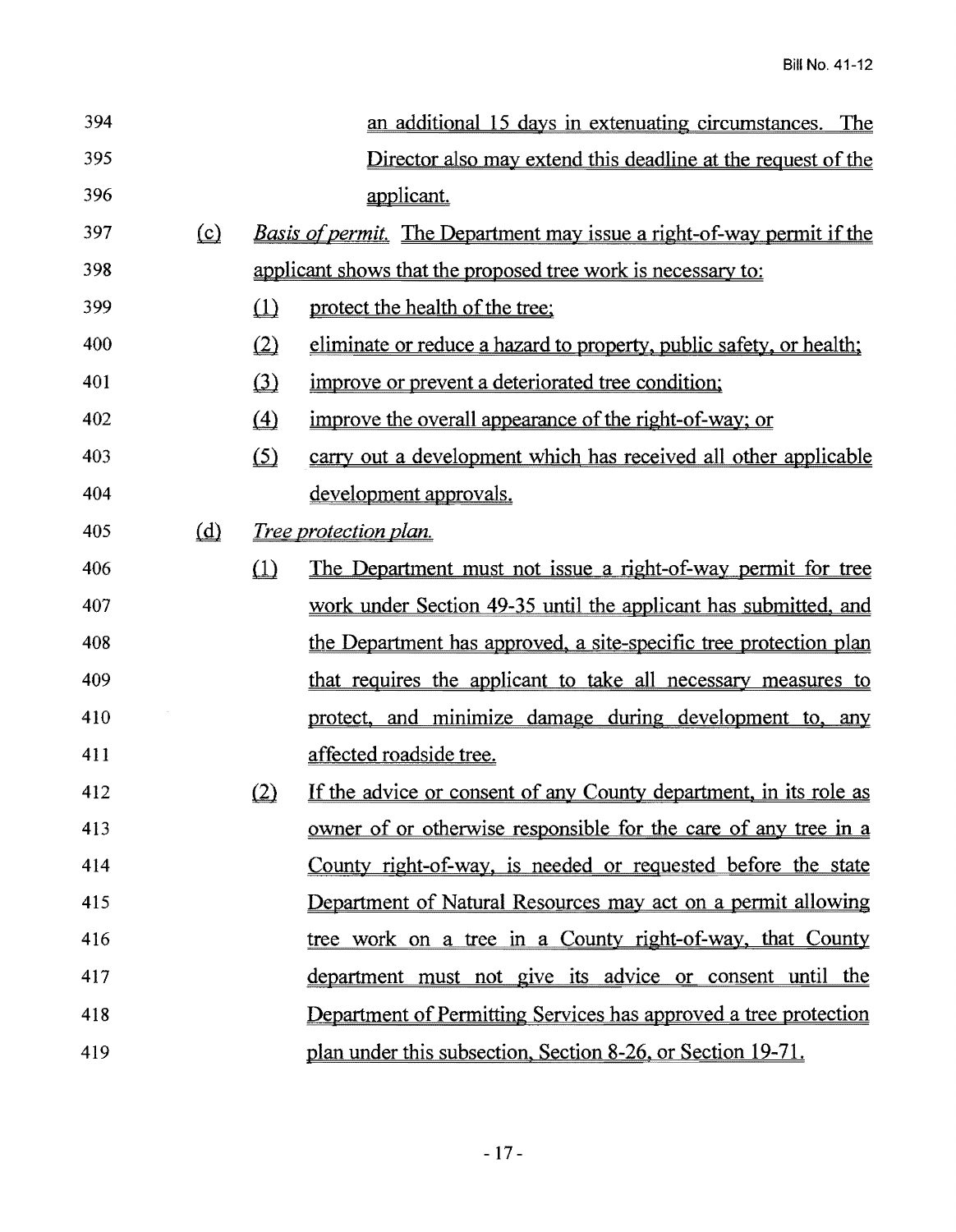an additional 15 days in extenuating circumstances. The Director also may extend this deadline at the request of the applicant.

(c) *Basis of permit.* The Department may issue a right-of-way permit if the applicant shows that the proposed tree work is necessary to:

(1) protect the health of the tree;

(2) eliminate or reduce a hazard to property, public safety, or health;

(3) improve or prevent a deteriorated tree condition;

(4) improve the overall appearance of the right-of-way; or

(5) carry out a development which has received all other applicable development approvals.

(d) *Tree protection plan.*

(1) The Department must not issue a right-of-way permit for tree work under Section 49-35 until the applicant has submitted, and the Department has approved, a site-specific tree protection plan that requires the applicant to take all necessary measures to protect, and minimize damage during development to, any affected roadside tree.

(2) If the advice or consent of any County department, in its role as owner of or otherwise responsible for the care of any tree in a County right-of-way, is needed or requested before the state Department of Natural Resources may act on a permit allowing tree work on a tree in a County right-of-way, that County department must not give its advice or consent until the Department of Permitting Services has approved a tree protection plan under this subsection, Section 8-26, or Section 19-71.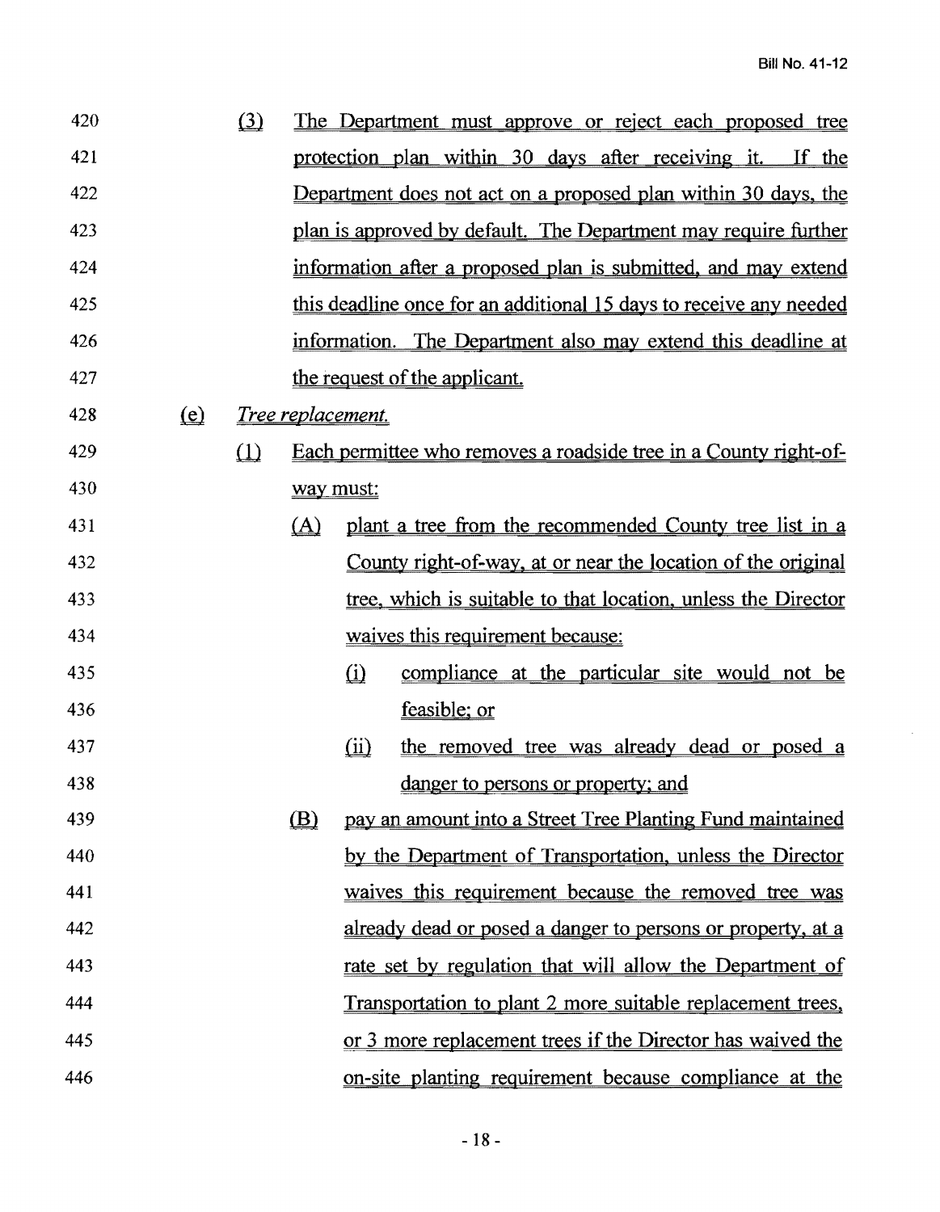(3) The Department must approve or reject each proposed tree protection plan within 30 days after receiving it. If the Department does not act on a proposed plan within 30 days, the plan is approved by default. The Department may require further information after a proposed plan is submitted, and may extend this deadline once for an additional 15 days to receive any needed information. The Department also may extend this deadline at the request of the applicant.

(e) *Tree replacement.*

(1) Each permittee who removes a roadside tree in a County right-of-way must:

(A) plant a tree from the recommended County tree list in a County right-of-way, at or near the location of the original tree, which is suitable to that location, unless the Director waives this requirement because:

(i) compliance at the particular site would not be feasible; or

(ii) the removed tree was already dead or posed a danger to persons or property; and

(B) pay an amount into a Street Tree Planting Fund maintained by the Department of Transportation, unless the Director waives this requirement because the removed tree was already dead or posed a danger to persons or property, at a rate set by regulation that will allow the Department of Transportation to plant 2 more suitable replacement trees, or 3 more replacement trees if the Director has waived the on-site planting requirement because compliance at the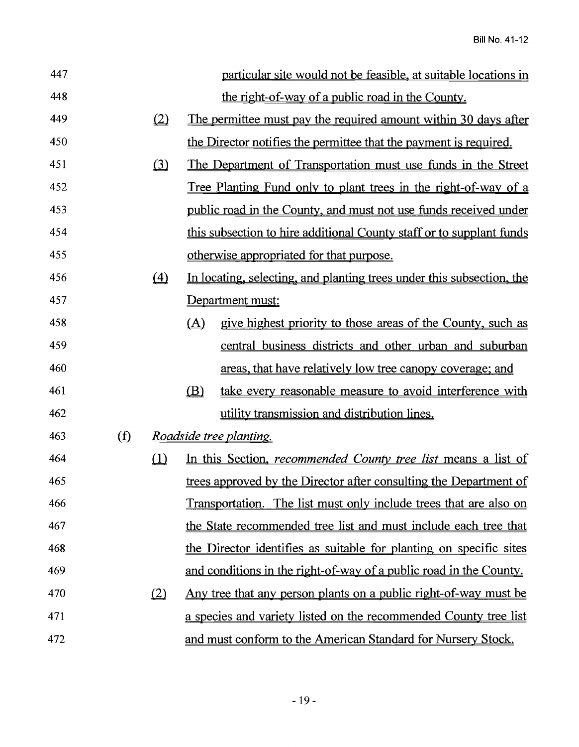447 particular site would not be feasible, at suitable locations in

448 the right-of-way of a public road in the County.

449 (2) The permittee must pay the required amount within 30 days after

450 the Director notifies the permittee that the payment is required.

451 (3) The Department of Transportation must use funds in the Street

452 Tree Planting Fund only to plant trees in the right-of-way of a

453 public road in the County, and must not use funds received under

454 this subsection to hire additional County staff or to supplant funds

455 otherwise appropriated for that purpose.

456 (4) In locating, selecting, and planting trees under this subsection, the

457 Department must:

458 (A) give highest priority to those areas of the County, such as

459 central business districts and other urban and suburban

460 areas, that have relatively low tree canopy coverage; and

461 (B) take every reasonable measure to avoid interference with

462 utility transmission and distribution lines.

463 (f) *Roadside tree planting.*

464 (1) In this Section, *recommended County tree list* means a list of

465 trees approved by the Director after consulting the Department of

466 Transportation. The list must only include trees that are also on

467 the State recommended tree list and must include each tree that

468 the Director identifies as suitable for planting on specific sites

469 and conditions in the right-of-way of a public road in the County.

470 (2) Any tree that any person plants on a public right-of-way must be

471 a species and variety listed on the recommended County tree list

472 and must conform to the American Standard for Nursery Stock.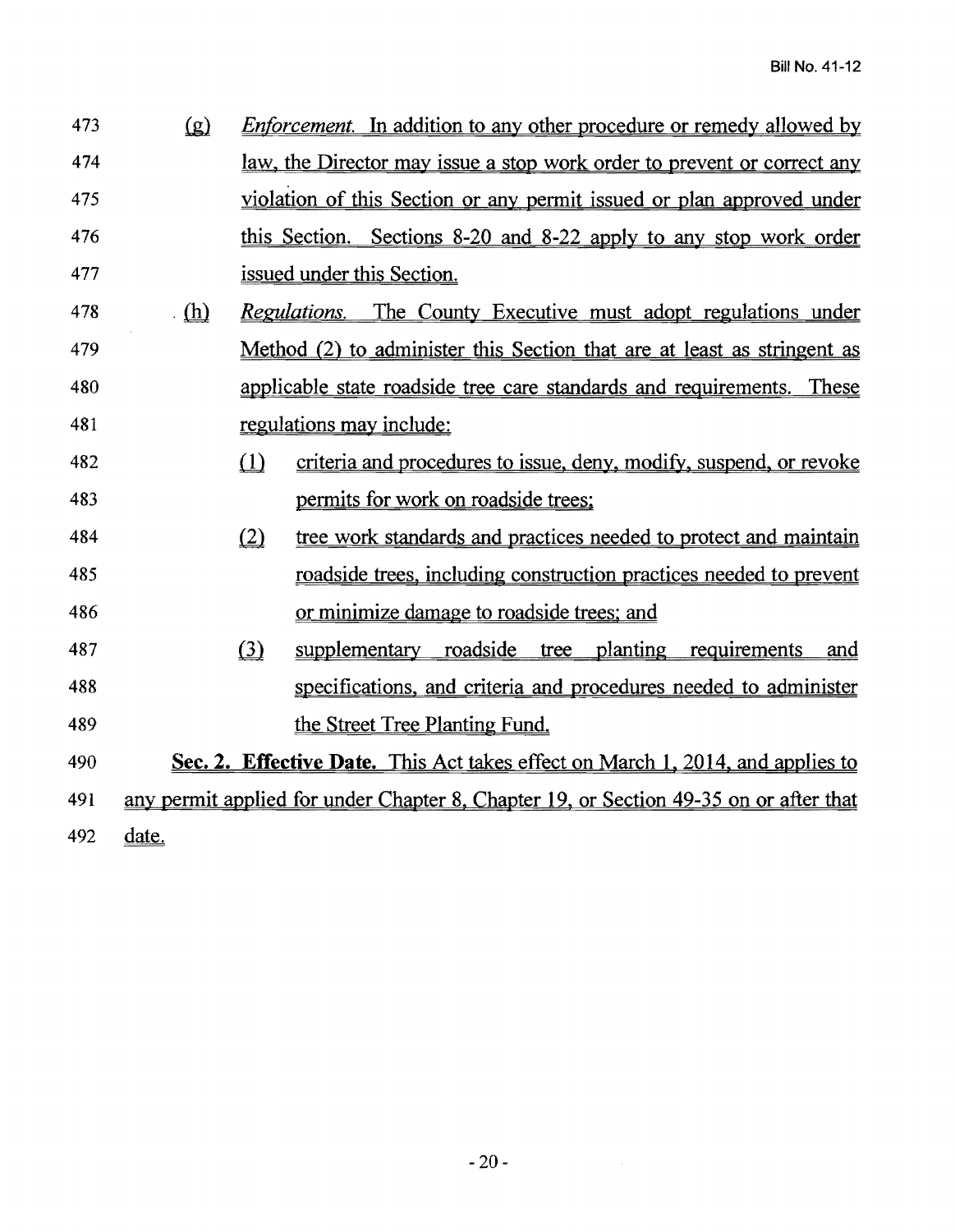(g) *Enforcement.* In addition to any other procedure or remedy allowed by law, the Director may issue a stop work order to prevent or correct any violation of this Section or any permit issued or plan approved under this Section. Sections 8-20 and 8-22 apply to any stop work order issued under this Section.

(h) *Regulations.* The County Executive must adopt regulations under Method (2) to administer this Section that are at least as stringent as applicable state roadside tree care standards and requirements. These regulations may include:

(1) criteria and procedures to issue, deny, modify, suspend, or revoke permits for work on roadside trees;

(2) tree work standards and practices needed to protect and maintain roadside trees, including construction practices needed to prevent or minimize damage to roadside trees; and

(3) supplementary roadside tree planting requirements and specifications, and criteria and procedures needed to administer the Street Tree Planting Fund.

**Sec. 2. Effective Date.** This Act takes effect on March 1, 2014, and applies to any permit applied for under Chapter 8, Chapter 19, or Section 49-35 on or after that date.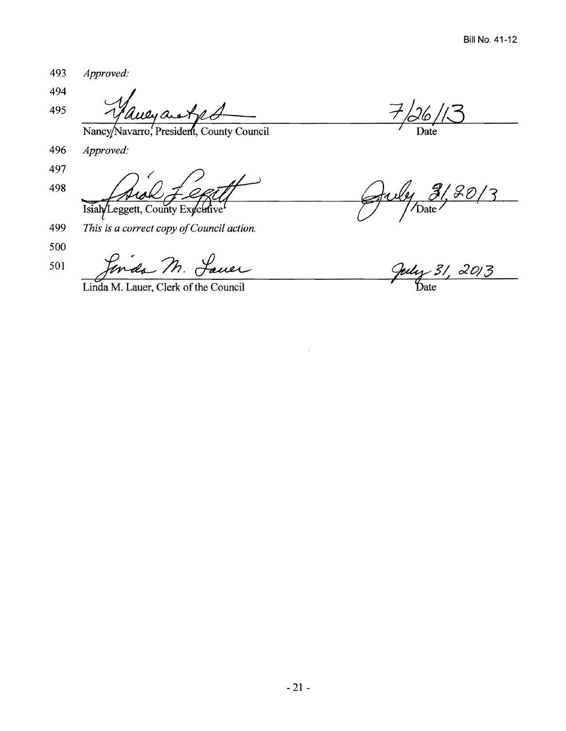493 *Approved:*

494

495 ______________________________ 7/26/13

Nancy Navarro, President, County Council  Date

496 *Approved:*

497

498 ______________________________ July 31, 2013

Isiah Leggett, County Executive  Date

499 *This is a correct copy of Council action.*

500

501 ______________________________ July 31, 2013

Linda M. Lauer, Clerk of the Council  Date